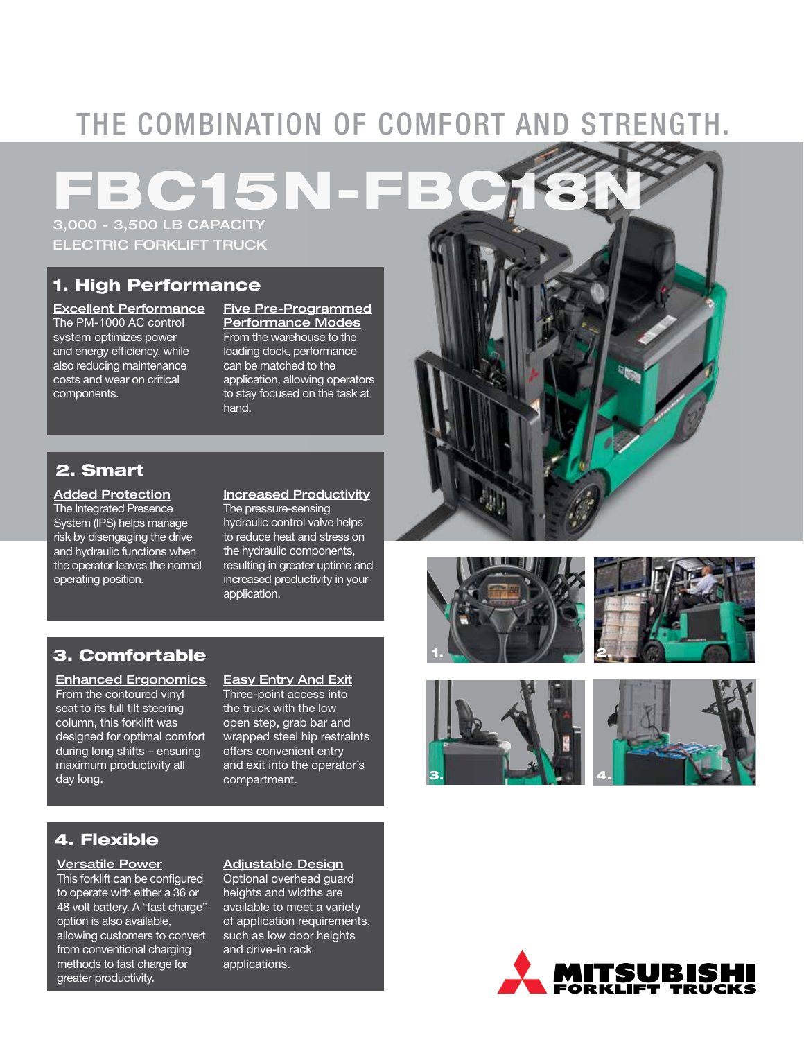# THE COMBINATION OF COMFORT AND STRENGTH.

# FBC15N-FBC18N

3,000 - 3,500 LB CAPACITY
ELECTRIC FORKLIFT TRUCK

## 1. High Performance

### Excellent Performance

The PM-1000 AC control system optimizes power and energy efficiency, while also reducing maintenance costs and wear on critical components.

### Five Pre-Programmed Performance Modes

From the warehouse to the loading dock, performance can be matched to the application, allowing operators to stay focused on the task at hand.

## 2. Smart

### Added Protection

The Integrated Presence System (IPS) helps manage risk by disengaging the drive and hydraulic functions when the operator leaves the normal operating position.

### Increased Productivity

The pressure-sensing hydraulic control valve helps to reduce heat and stress on the hydraulic components, resulting in greater uptime and increased productivity in your application.

## 3. Comfortable

### Enhanced Ergonomics

From the contoured vinyl seat to its full tilt steering column, this forklift was designed for optimal comfort during long shifts – ensuring maximum productivity all day long.

### Easy Entry And Exit

Three-point access into the truck with the low open step, grab bar and wrapped steel hip restraints offers convenient entry and exit into the operator's compartment.

## 4. Flexible

### Versatile Power

This forklift can be configured to operate with either a 36 or 48 volt battery. A "fast charge" option is also available, allowing customers to convert from conventional charging methods to fast charge for greater productivity.

### Adjustable Design

Optional overhead guard heights and widths are available to meet a variety of application requirements, such as low door heights and drive-in rack applications.

1.

2.

3.

4.

MITSUBISHI FORKLIFT TRUCKS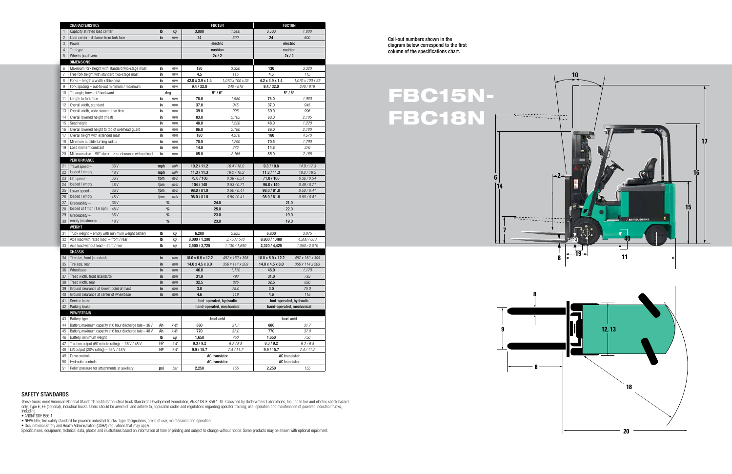| | CHARACTERISTICS | | | | FBC15N | | FBC18N | |
|---|---|---|---|---|---|---|---|---|
| 1 | Capacity at rated load center | | lb | kg | 3,000 | 1,500 | 3,500 | 1,800 |
| 2 | Load center - distance from fork face | | in | mm | 24 | 500 | 24 | 500 |
| 3 | Power | | | | electric | | electric | |
| 4 | Tire type | | | | cushion | | cushion | |
| 5 | Wheels (x=driven) | | | | 2x / 2 | | 2x / 2 | |
| | **DIMENSIONS** | | | | | | | |
| 6 | Maximum fork height with standard two-stage mast | | in | mm | 130 | 3,320 | 130 | 3,320 |
| 7 | Free fork height with standard two-stage mast | | in | mm | 4.5 | 115 | 4.5 | 115 |
| 8 | Forks – length x width x thickness | | in | mm | 42.0 x 3.9 x 1.4 | 1,070 x 100 x 35 | 4.2 x 3.9 x 1.4 | 1,070 x 100 x 35 |
| 9 | Fork spacing – out-to-out minimum / maximum | | in | mm | 9.4 / 32.0 | 240 / 818 | 9.4 / 32.0 | 240 / 818 |
| 10 | Tilt angle, forward / backward | | deg | | 5° / 6° | | 5° / 6° | |
| 11 | Length to fork face | | in | mm | 78.0 | 1,980 | 78.0 | 1,980 |
| 12 | Overall width, standard | | in | mm | 37.0 | 945 | 37.0 | 945 |
| 13 | Overall width, wide stance drive tires | | in | mm | 39.0 | 996 | 39.0 | 996 |
| 14 | Overall lowered height (mast) | | in | mm | 83.0 | 2,105 | 83.0 | 2,105 |
| 15 | Seat height | | in | mm | 48.0 | 1,220 | 48.0 | 1,220 |
| 16 | Overall lowered height to top of overhead guard | | in | mm | 86.0 | 2,180 | 86.0 | 2,180 |
| 17 | Overall height with extended mast | | in | mm | 180 | 4,570 | 180 | 4,570 |
| 18 | Minimum outside turning radius | | in | mm | 70.5 | 1,790 | 70.5 | 1,790 |
| 19 | Load moment constant | | in | mm | 14.8 | 376 | 14.8 | 376 |
| 20 | Minimum aisle – 90° stack – zero clearance without load | | in | mm | 85.0 | 2,165 | 85.0 | 2,165 |
| | **PERFORMANCE** | | | | | | | |
| 21 | Travel speed – | 36 V | mph | kph | 10.2 / 11.2 | 16.4 / 18.0 | 9.3 / 10.8 | 14.9 / 17.3 |
| 22 | loaded / empty | 48 V | mph | kph | 11.3 / 11.3 | 18.2 / 18.2 | 11.3 / 11.3 | 18.2 / 18.2 |
| 23 | Lift speed – | 36 V | fpm | m/s | 75.0 / 106 | 0.38 / 0.54 | 71.0 / 106 | 0.36 / 0.54 |
| 24 | loaded / empty | 48 V | fpm | m/s | 104 / 140 | 0.53 / 0.71 | 96.0 / 140 | 0.49 / 0.71 |
| 25 | Lower speed – | 36 V | fpm | m/s | 98.0 / 81.0 | 0.50 / 0.41 | 98.0 / 81.0 | 0.50 / 0.41 |
| 26 | loaded / empty | 48 V | fpm | m/s | 98.0 / 81.0 | 0.50 / 0.41 | 98.0 / 81.0 | 0.50 / 0.41 |
| 27 | Gradeability – | 36 V | % | | 24.0 | | 21.0 | |
| 28 | loaded at 1mph (1.6 kph) | 48 V | % | | 25.0 | | 22.0 | |
| 29 | Gradeability – | 36 V | % | | 23.0 | | 19.0 | |
| 30 | empty (maximum) | 48 V | % | | 23.0 | | 19.0 | |
| | **WEIGHT** | | | | | | | |
| 31 | Truck weight – empty with minimum weight battery | | lb | kg | 6,200 | 2,825 | 6,800 | 3,075 |
| 32 | Axle load with rated load – front / rear | | lb | kg | 8,000 / 1,200 | 3,750 / 570 | 8,800 / 1,480 | 4,200 / 660 |
| 33 | Axle load without load – front / rear | | lb | kg | 2,500 / 3,725 | 1,130 / 1,690 | 2,320 / 4,425 | 1,050 / 2,010 |
| | **CHASSIS** | | | | | | | |
| 34 | Tire size, front (standard) | | in | mm | 18.0 x 6.0 x 12.2 | 457 x 152 x 308 | 18.0 x 6.0 x 12.2 | 457 x 152 x 308 |
| 35 | Tire size, rear | | in | mm | 14.0 x 4.5 x 8.0 | 356 x 114 x 203 | 14.0 x 4.5 x 8.0 | 356 x 114 x 203 |
| 36 | Wheelbase | | in | mm | 46.0 | 1,170 | 46.0 | 1,170 |
| 37 | Tread width, front (standard) | | in | mm | 31.0 | 793 | 31.0 | 793 |
| 38 | Tread width, rear | | in | mm | 32.5 | 826 | 32.5 | 826 |
| 39 | Ground clearance at lowest point of mast | | in | mm | 3.0 | 75.0 | 3.0 | 75.0 |
| 40 | Ground clearance at center of wheelbase | | in | mm | 4.6 | 118 | 4.6 | 118 |
| 41 | Service brake | | | | foot-operated, hydraulic | | foot-operated, hydraulic | |
| 42 | Parking brake | | | | hand-operated, mechanical | | hand-operated, mechanical | |
| | **POWERTRAIN** | | | | | | | |
| 43 | Battery type | | | | lead-acid | | lead-acid | |
| 44 | Battery, maximum capacity at 6 hour discharge rate – 36 V | | Ah | kWh | 880 | 31.7 | 880 | 31.7 |
| 45 | Battery, maximum capacity at 6 hour discharge rate – 48 V | | Ah | kWh | 770 | 37.0 | 770 | 37.0 |
| 46 | Battery, minimum weight | | lb | kg | 1,650 | 750 | 1,650 | 750 |
| 47 | Traction output (60 minute rating) – 36 V / 48 V | | HP | kW | 8.3 / 9.2 | 6.2 / 6.8 | 8.3 / 9.2 | 6.2 / 6.8 |
| 48 | Lift output (20% rating) – 36 V / 48 V | | HP | kW | 9.9 / 15.7 | 7.4 / 11.7 | 9.9 / 15.7 | 7.4 / 11.7 |
| 49 | Drive controls | | | | AC transistor | | AC transistor | |
| 50 | Hydraulic controls | | | | AC transistor | | AC transistor | |
| 51 | Relief pressure for attachments at auxiliary | | psi | bar | 2,250 | 155 | 2,250 | 155 |

Call-out numbers shown in the diagram below correspond to the first column of the specifications chart.

# FBC15N-FBC18N

## SAFETY STANDARDS

These trucks meet American National Standards Institute/Industrial Truck Standards Development Foundation, ANSI/ITSDF B56.1. UL-Classified by Underwriters Laboratories, Inc., as to fire and electric shock hazard only: Type E, EE (optional), Industrial Trucks. Users should be aware of, and adhere to, applicable codes and regulations regarding operator training, use, operation and maintenance of powered industrial trucks, including:

- ANSI/ITSDF B56.1.
- NFPA 505, fire safety standard for powered industrial trucks -type designations, areas of use, maintenance and operation.
- Occupational Safety and Health Administration (OSHA) regulations that may apply.

Specifications, equipment, technical data, photos and illustrations based on information at time of printing and subject to change without notice. Some products may be shown with optional equipment.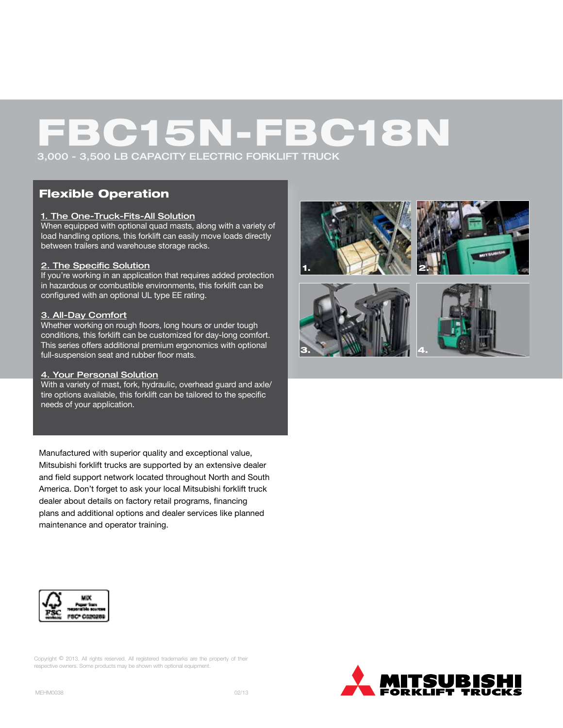# FBC15N-FBC18N

3,000 - 3,500 LB CAPACITY ELECTRIC FORKLIFT TRUCK

## Flexible Operation

**1. The One-Truck-Fits-All Solution**
When equipped with optional quad masts, along with a variety of load handling options, this forklift can easily move loads directly between trailers and warehouse storage racks.

**2. The Specific Solution**
If you're working in an application that requires added protection in hazardous or combustible environments, this forklift can be configured with an optional UL type EE rating.

**3. All-Day Comfort**
Whether working on rough floors, long hours or under tough conditions, this forklift can be customized for day-long comfort. This series offers additional premium ergonomics with optional full-suspension seat and rubber floor mats.

**4. Your Personal Solution**
With a variety of mast, fork, hydraulic, overhead guard and axle/tire options available, this forklift can be tailored to the specific needs of your application.

Manufactured with superior quality and exceptional value, Mitsubishi forklift trucks are supported by an extensive dealer and field support network located throughout North and South America. Don't forget to ask your local Mitsubishi forklift truck dealer about details on factory retail programs, financing plans and additional options and dealer services like planned maintenance and operator training.

Copyright © 2013. All rights reserved. All registered trademarks are the property of their respective owners. Some products may be shown with optional equipment.

MEHM0038 02/13

MITSUBISHI FORKLIFT TRUCKS